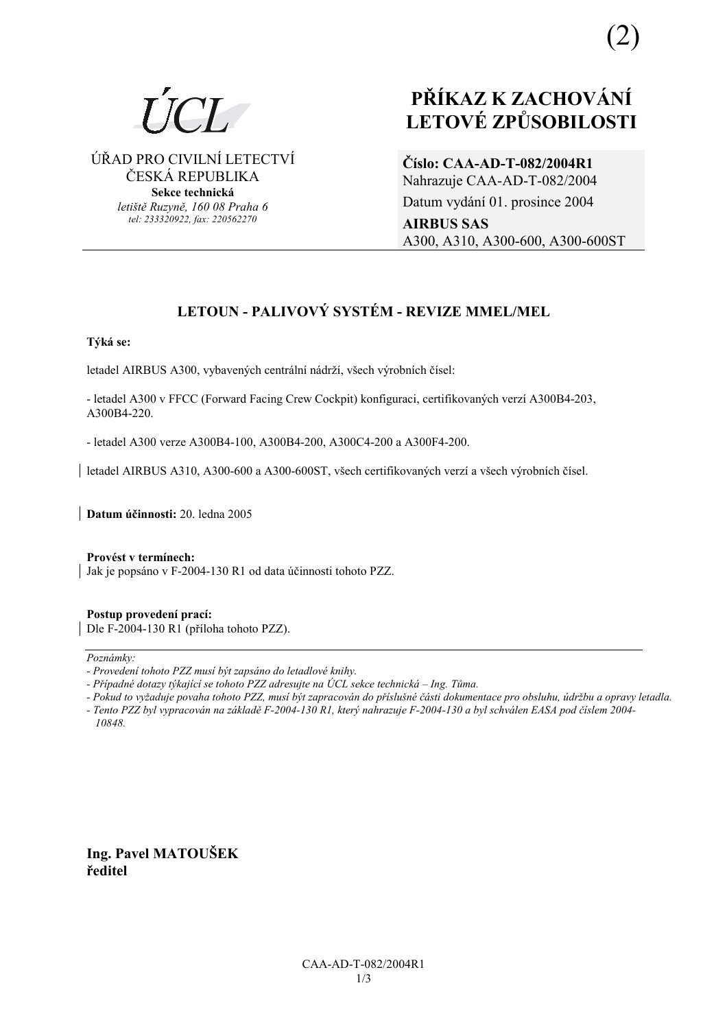(2)

ÚCL

ÚŘAD PRO CIVILNÍ LETECTVÍ
ČESKÁ REPUBLIKA
**Sekce technická**
*letiště Ruzyně, 160 08 Praha 6*
*tel: 233320922, fax: 220562270*

# PŘÍKAZ K ZACHOVÁNÍ LETOVÉ ZPŮSOBILOSTI

**Číslo: CAA-AD-T-082/2004R1**
Nahrazuje CAA-AD-T-082/2004
Datum vydání 01. prosince 2004
**AIRBUS SAS**
A300, A310, A300-600, A300-600ST

## LETOUN - PALIVOVÝ SYSTÉM - REVIZE MMEL/MEL

**Týká se:**

letadel AIRBUS A300, vybavených centrální nádrží, všech výrobních čísel:

- letadel A300 v FFCC (Forward Facing Crew Cockpit) konfiguraci, certifikovaných verzí A300B4-203, A300B4-220.

- letadel A300 verze A300B4-100, A300B4-200, A300C4-200 a A300F4-200.

letadel AIRBUS A310, A300-600 a A300-600ST, všech certifikovaných verzí a všech výrobních čísel.

**Datum účinnosti:** 20. ledna 2005

**Provést v termínech:**
Jak je popsáno v F-2004-130 R1 od data účinnosti tohoto PZZ.

**Postup provedení prací:**
Dle F-2004-130 R1 (příloha tohoto PZZ).

*Poznámky:*
*- Provedení tohoto PZZ musí být zapsáno do letadlové knihy.*
*- Případné dotazy týkající se tohoto PZZ adresujte na ÚCL sekce technická – Ing. Tůma.*
*- Pokud to vyžaduje povaha tohoto PZZ, musí být zapracován do příslušné části dokumentace pro obsluhu, údržbu a opravy letadla.*
*- Tento PZZ byl vypracován na základě F-2004-130 R1, který nahrazuje F-2004-130 a byl schválen EASA pod číslem 2004-10848.*

**Ing. Pavel MATOUŠEK**
**ředitel**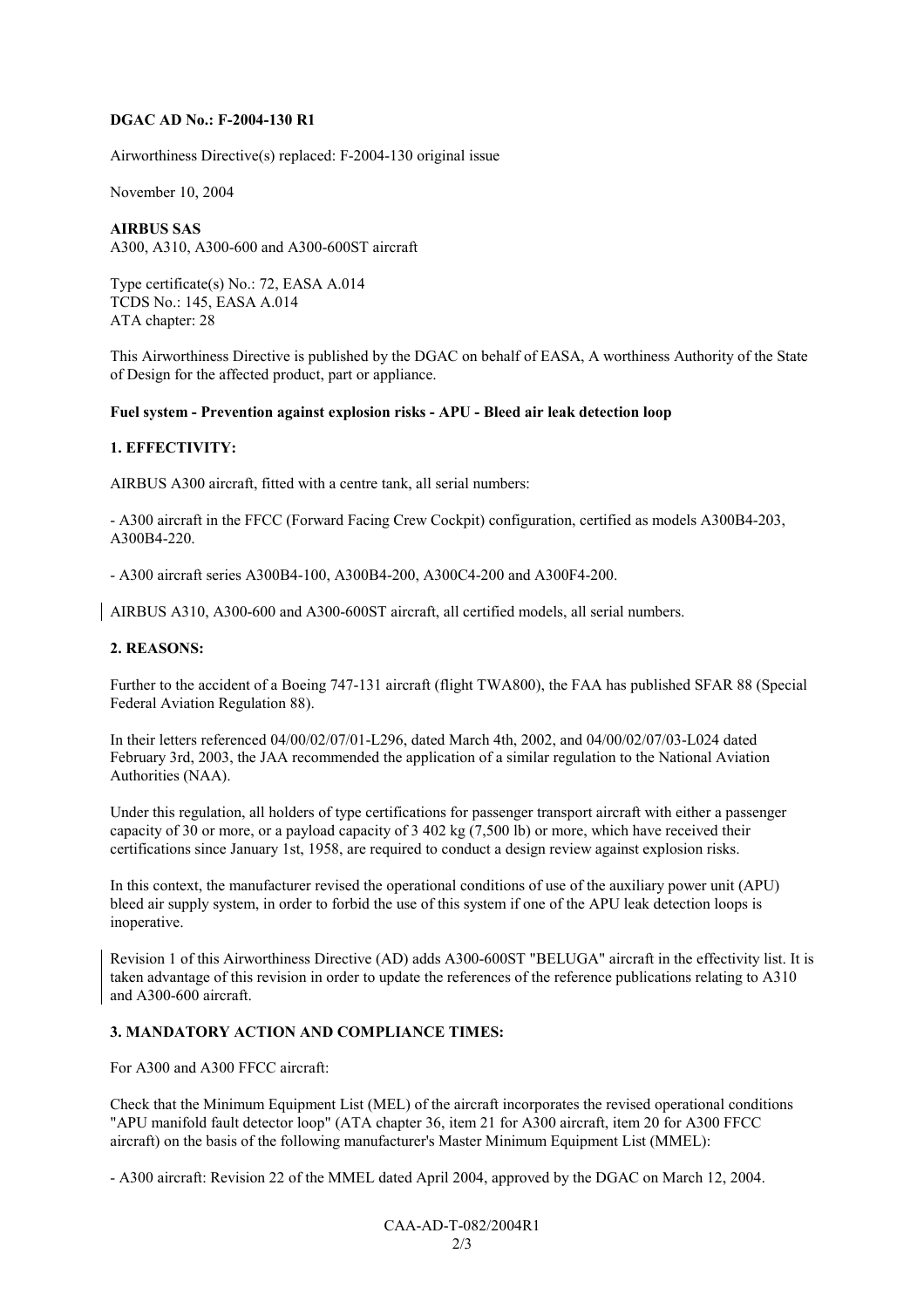**DGAC AD No.: F-2004-130 R1**

Airworthiness Directive(s) replaced: F-2004-130 original issue

November 10, 2004

**AIRBUS SAS**
A300, A310, A300-600 and A300-600ST aircraft

Type certificate(s) No.: 72, EASA A.014
TCDS No.: 145, EASA A.014
ATA chapter: 28

This Airworthiness Directive is published by the DGAC on behalf of EASA, A worthiness Authority of the State of Design for the affected product, part or appliance.

**Fuel system - Prevention against explosion risks - APU - Bleed air leak detection loop**

**1. EFFECTIVITY:**

AIRBUS A300 aircraft, fitted with a centre tank, all serial numbers:

- A300 aircraft in the FFCC (Forward Facing Crew Cockpit) configuration, certified as models A300B4-203, A300B4-220.

- A300 aircraft series A300B4-100, A300B4-200, A300C4-200 and A300F4-200.

AIRBUS A310, A300-600 and A300-600ST aircraft, all certified models, all serial numbers.

**2. REASONS:**

Further to the accident of a Boeing 747-131 aircraft (flight TWA800), the FAA has published SFAR 88 (Special Federal Aviation Regulation 88).

In their letters referenced 04/00/02/07/01-L296, dated March 4th, 2002, and 04/00/02/07/03-L024 dated February 3rd, 2003, the JAA recommended the application of a similar regulation to the National Aviation Authorities (NAA).

Under this regulation, all holders of type certifications for passenger transport aircraft with either a passenger capacity of 30 or more, or a payload capacity of 3 402 kg (7,500 lb) or more, which have received their certifications since January 1st, 1958, are required to conduct a design review against explosion risks.

In this context, the manufacturer revised the operational conditions of use of the auxiliary power unit (APU) bleed air supply system, in order to forbid the use of this system if one of the APU leak detection loops is inoperative.

Revision 1 of this Airworthiness Directive (AD) adds A300-600ST "BELUGA" aircraft in the effectivity list. It is taken advantage of this revision in order to update the references of the reference publications relating to A310 and A300-600 aircraft.

**3. MANDATORY ACTION AND COMPLIANCE TIMES:**

For A300 and A300 FFCC aircraft:

Check that the Minimum Equipment List (MEL) of the aircraft incorporates the revised operational conditions "APU manifold fault detector loop" (ATA chapter 36, item 21 for A300 aircraft, item 20 for A300 FFCC aircraft) on the basis of the following manufacturer's Master Minimum Equipment List (MMEL):

- A300 aircraft: Revision 22 of the MMEL dated April 2004, approved by the DGAC on March 12, 2004.

CAA-AD-T-082/2004R1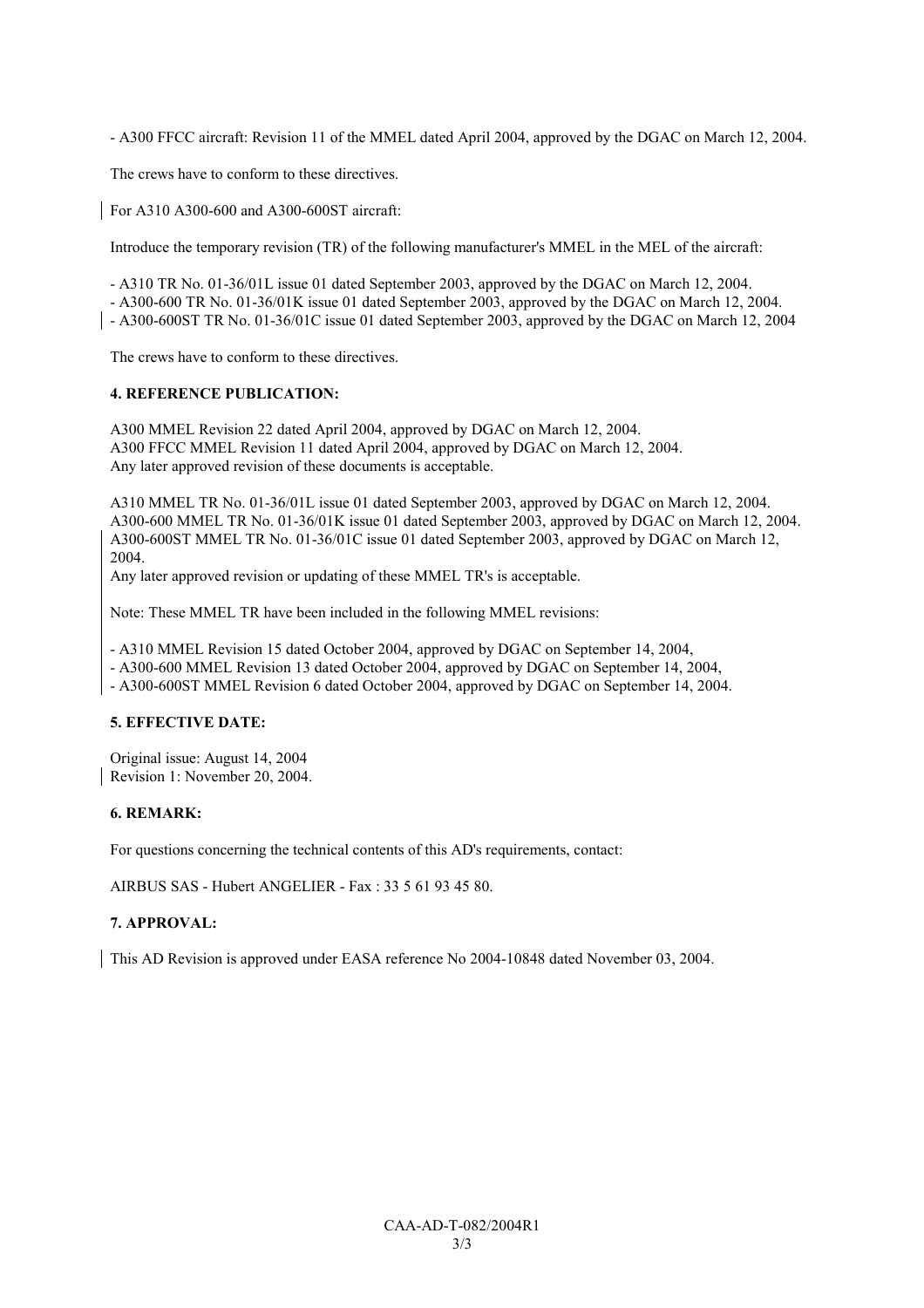- A300 FFCC aircraft: Revision 11 of the MMEL dated April 2004, approved by the DGAC on March 12, 2004.

The crews have to conform to these directives.

For A310 A300-600 and A300-600ST aircraft:

Introduce the temporary revision (TR) of the following manufacturer's MMEL in the MEL of the aircraft:

- A310 TR No. 01-36/01L issue 01 dated September 2003, approved by the DGAC on March 12, 2004.
- A300-600 TR No. 01-36/01K issue 01 dated September 2003, approved by the DGAC on March 12, 2004.
- A300-600ST TR No. 01-36/01C issue 01 dated September 2003, approved by the DGAC on March 12, 2004

The crews have to conform to these directives.

#### 4. REFERENCE PUBLICATION:

A300 MMEL Revision 22 dated April 2004, approved by DGAC on March 12, 2004.
A300 FFCC MMEL Revision 11 dated April 2004, approved by DGAC on March 12, 2004.
Any later approved revision of these documents is acceptable.

A310 MMEL TR No. 01-36/01L issue 01 dated September 2003, approved by DGAC on March 12, 2004.
A300-600 MMEL TR No. 01-36/01K issue 01 dated September 2003, approved by DGAC on March 12, 2004.
A300-600ST MMEL TR No. 01-36/01C issue 01 dated September 2003, approved by DGAC on March 12, 2004.
Any later approved revision or updating of these MMEL TR's is acceptable.

Note: These MMEL TR have been included in the following MMEL revisions:

- A310 MMEL Revision 15 dated October 2004, approved by DGAC on September 14, 2004,
- A300-600 MMEL Revision 13 dated October 2004, approved by DGAC on September 14, 2004,
- A300-600ST MMEL Revision 6 dated October 2004, approved by DGAC on September 14, 2004.

#### 5. EFFECTIVE DATE:

Original issue: August 14, 2004
Revision 1: November 20, 2004.

#### 6. REMARK:

For questions concerning the technical contents of this AD's requirements, contact:

AIRBUS SAS - Hubert ANGELIER - Fax : 33 5 61 93 45 80.

#### 7. APPROVAL:

This AD Revision is approved under EASA reference No 2004-10848 dated November 03, 2004.